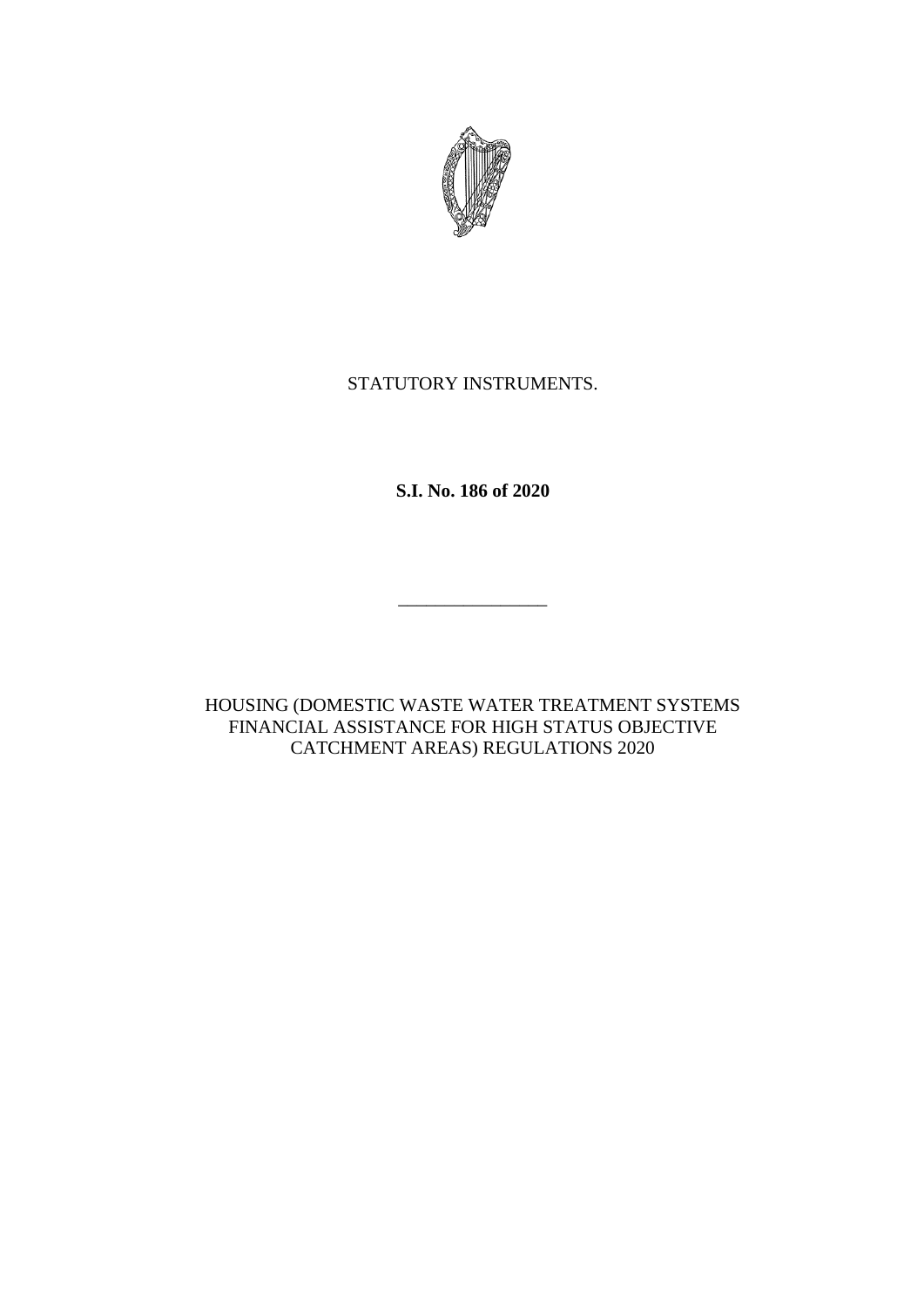STATUTORY INSTRUMENTS.

**S.I. No. 186 of 2020**

---

HOUSING (DOMESTIC WASTE WATER TREATMENT SYSTEMS FINANCIAL ASSISTANCE FOR HIGH STATUS OBJECTIVE CATCHMENT AREAS) REGULATIONS 2020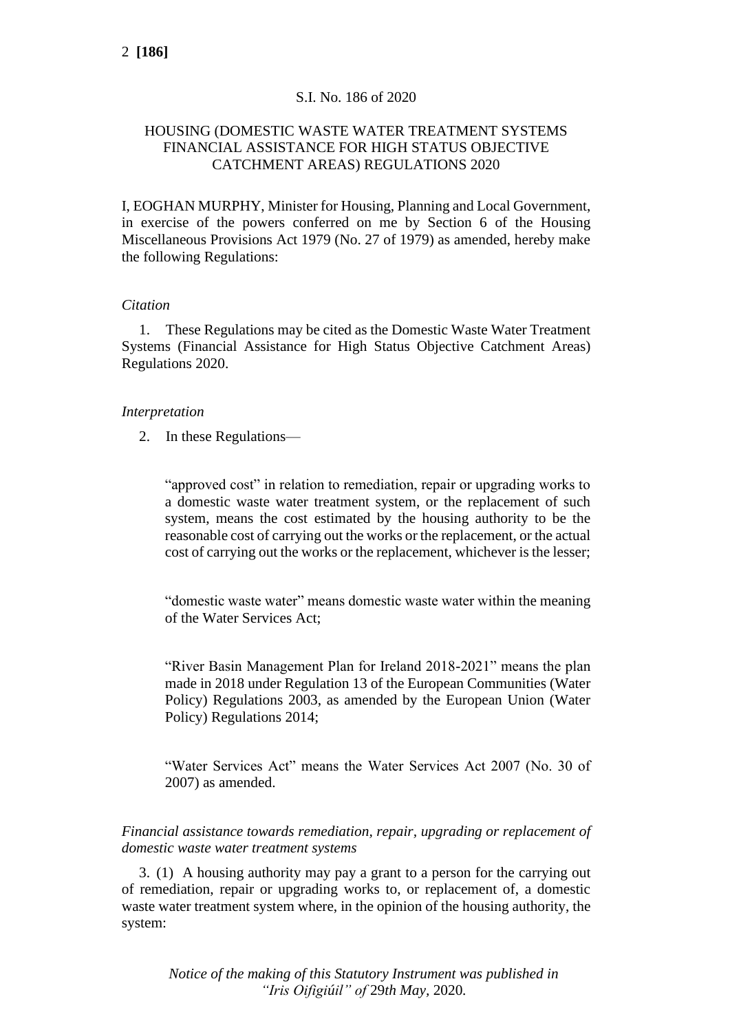S.I. No. 186 of 2020

HOUSING (DOMESTIC WASTE WATER TREATMENT SYSTEMS FINANCIAL ASSISTANCE FOR HIGH STATUS OBJECTIVE CATCHMENT AREAS) REGULATIONS 2020

I, EOGHAN MURPHY, Minister for Housing, Planning and Local Government, in exercise of the powers conferred on me by Section 6 of the Housing Miscellaneous Provisions Act 1979 (No. 27 of 1979) as amended, hereby make the following Regulations:

*Citation*

1. These Regulations may be cited as the Domestic Waste Water Treatment Systems (Financial Assistance for High Status Objective Catchment Areas) Regulations 2020.

*Interpretation*

2. In these Regulations—

"approved cost" in relation to remediation, repair or upgrading works to a domestic waste water treatment system, or the replacement of such system, means the cost estimated by the housing authority to be the reasonable cost of carrying out the works or the replacement, or the actual cost of carrying out the works or the replacement, whichever is the lesser;

"domestic waste water" means domestic waste water within the meaning of the Water Services Act;

"River Basin Management Plan for Ireland 2018-2021" means the plan made in 2018 under Regulation 13 of the European Communities (Water Policy) Regulations 2003, as amended by the European Union (Water Policy) Regulations 2014;

"Water Services Act" means the Water Services Act 2007 (No. 30 of 2007) as amended.

*Financial assistance towards remediation, repair, upgrading or replacement of domestic waste water treatment systems*

3. (1) A housing authority may pay a grant to a person for the carrying out of remediation, repair or upgrading works to, or replacement of, a domestic waste water treatment system where, in the opinion of the housing authority, the system:

*Notice of the making of this Statutory Instrument was published in "Iris Oifigiúil" of 29th May, 2020.*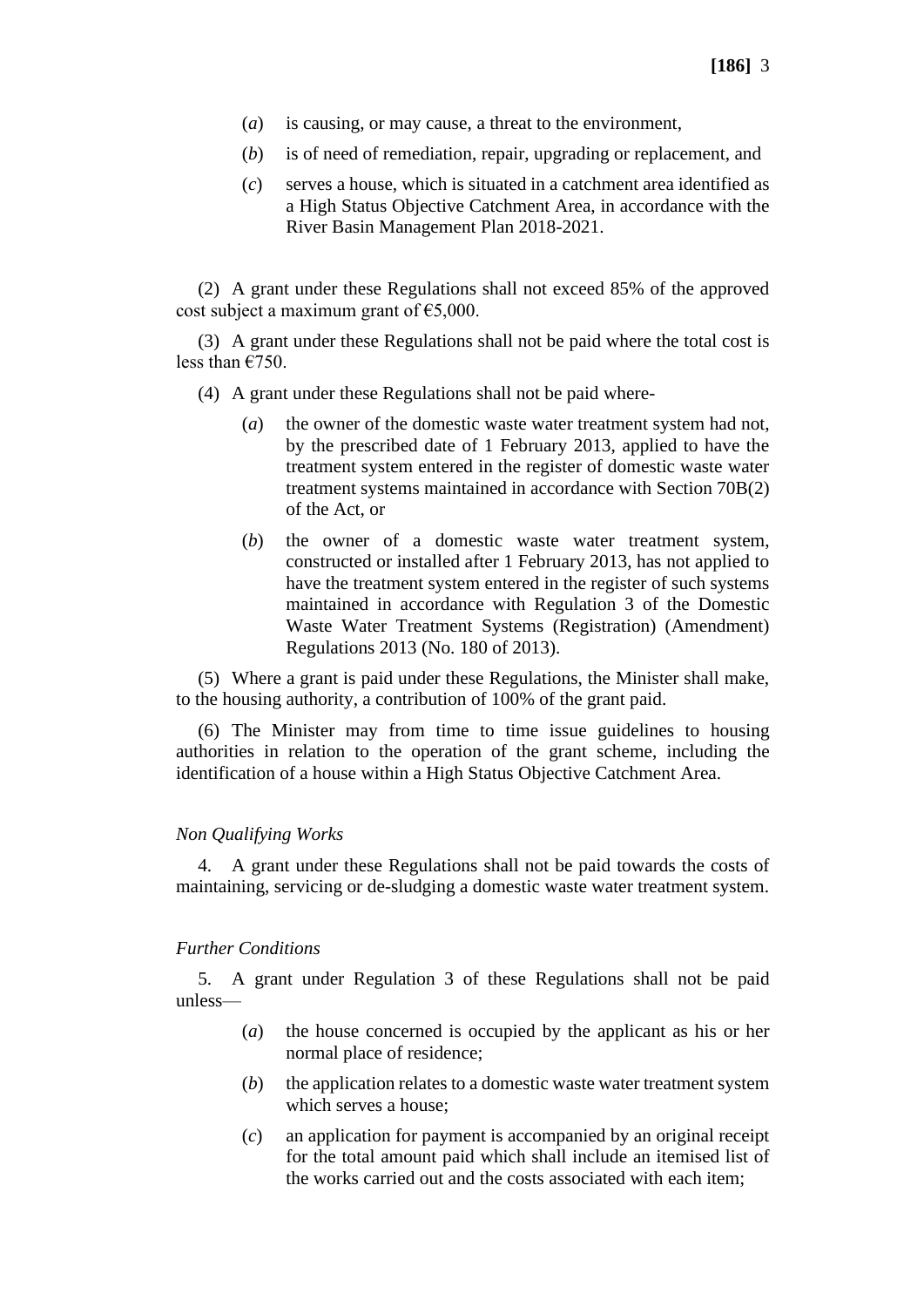(*a*) is causing, or may cause, a threat to the environment,

(*b*) is of need of remediation, repair, upgrading or replacement, and

(*c*) serves a house, which is situated in a catchment area identified as a High Status Objective Catchment Area, in accordance with the River Basin Management Plan 2018-2021.

(2) A grant under these Regulations shall not exceed 85% of the approved cost subject a maximum grant of €5,000.

(3) A grant under these Regulations shall not be paid where the total cost is less than €750.

(4) A grant under these Regulations shall not be paid where-

(*a*) the owner of the domestic waste water treatment system had not, by the prescribed date of 1 February 2013, applied to have the treatment system entered in the register of domestic waste water treatment systems maintained in accordance with Section 70B(2) of the Act, or

(*b*) the owner of a domestic waste water treatment system, constructed or installed after 1 February 2013, has not applied to have the treatment system entered in the register of such systems maintained in accordance with Regulation 3 of the Domestic Waste Water Treatment Systems (Registration) (Amendment) Regulations 2013 (No. 180 of 2013).

(5) Where a grant is paid under these Regulations, the Minister shall make, to the housing authority, a contribution of 100% of the grant paid.

(6) The Minister may from time to time issue guidelines to housing authorities in relation to the operation of the grant scheme, including the identification of a house within a High Status Objective Catchment Area.

*Non Qualifying Works*

4. A grant under these Regulations shall not be paid towards the costs of maintaining, servicing or de-sludging a domestic waste water treatment system.

*Further Conditions*

5. A grant under Regulation 3 of these Regulations shall not be paid unless—

(*a*) the house concerned is occupied by the applicant as his or her normal place of residence;

(*b*) the application relates to a domestic waste water treatment system which serves a house;

(*c*) an application for payment is accompanied by an original receipt for the total amount paid which shall include an itemised list of the works carried out and the costs associated with each item;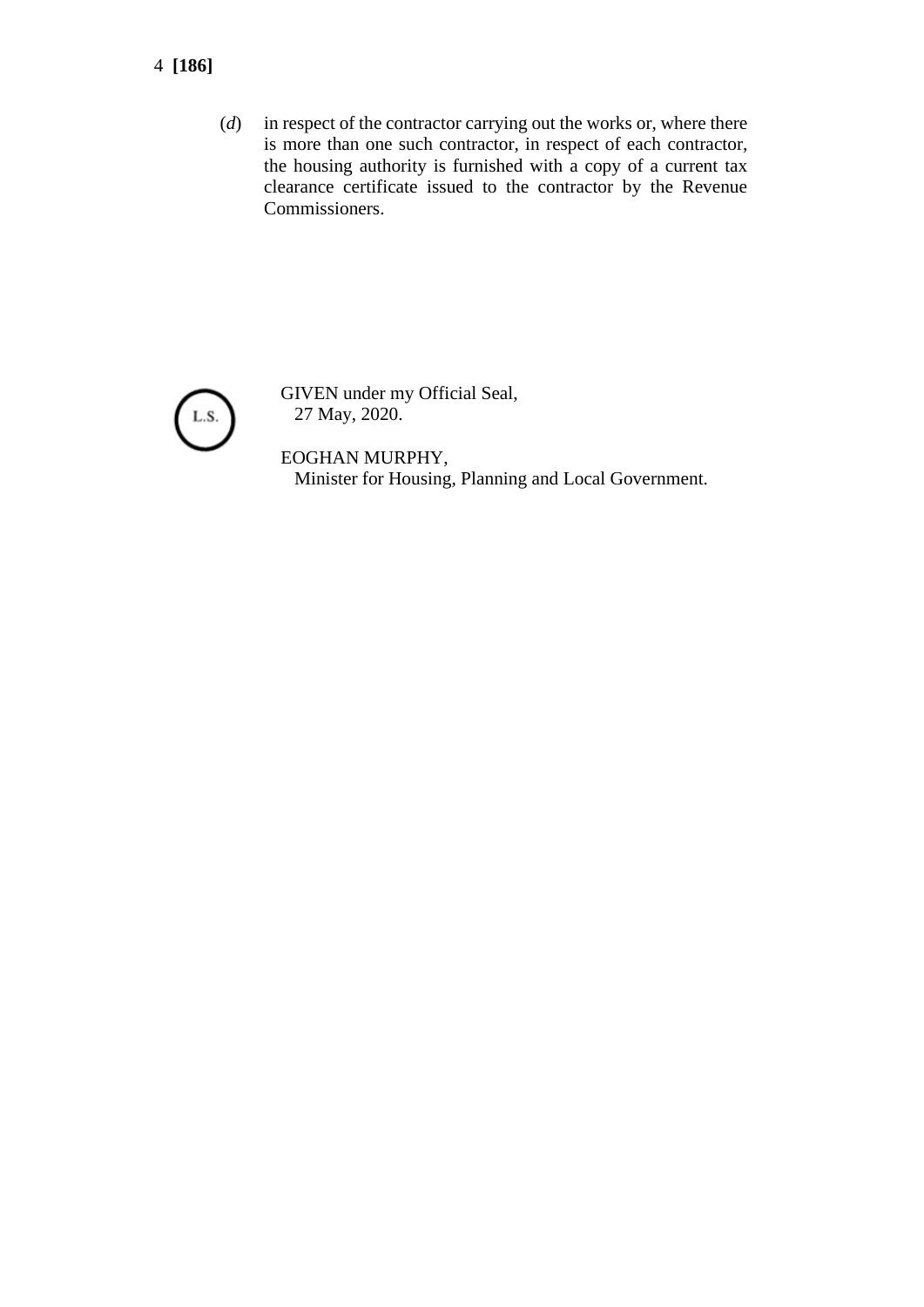(*d*) in respect of the contractor carrying out the works or, where there is more than one such contractor, in respect of each contractor, the housing authority is furnished with a copy of a current tax clearance certificate issued to the contractor by the Revenue Commissioners.

L.S.

GIVEN under my Official Seal,
27 May, 2020.

EOGHAN MURPHY,
Minister for Housing, Planning and Local Government.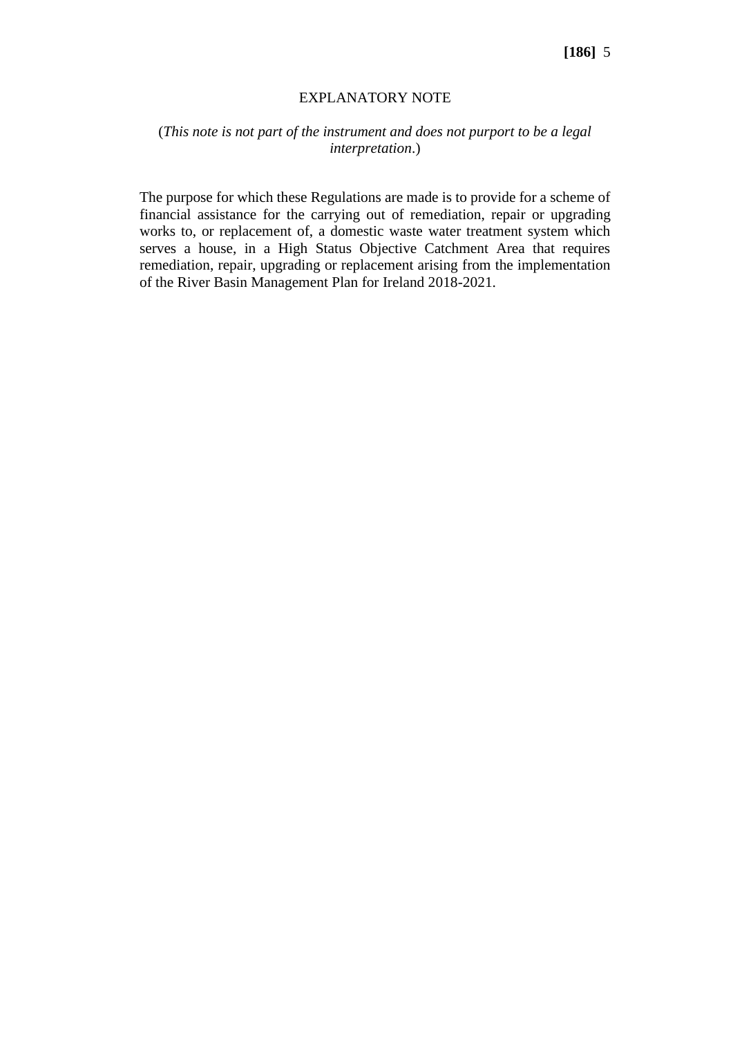## EXPLANATORY NOTE

(*This note is not part of the instrument and does not purport to be a legal interpretation*.)

The purpose for which these Regulations are made is to provide for a scheme of financial assistance for the carrying out of remediation, repair or upgrading works to, or replacement of, a domestic waste water treatment system which serves a house, in a High Status Objective Catchment Area that requires remediation, repair, upgrading or replacement arising from the implementation of the River Basin Management Plan for Ireland 2018-2021.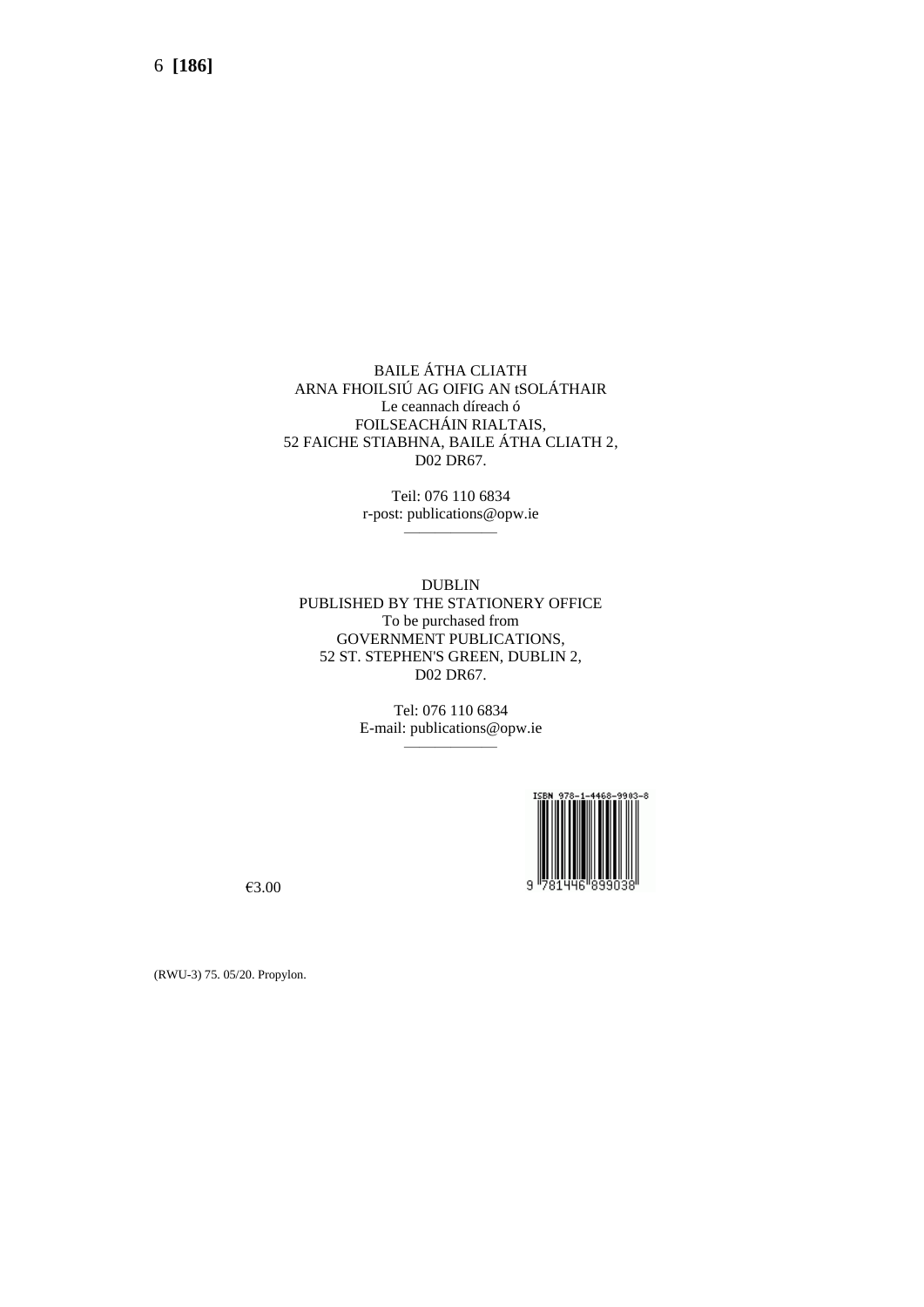[186]

BAILE ÁTHA CLIATH
ARNA FHOILSIÚ AG OIFIG AN tSOLÁTHAIR
Le ceannach díreach ó
FOILSEACHÁIN RIALTAIS,
52 FAICHE STIABHNA, BAILE ÁTHA CLIATH 2,
D02 DR67.

Teil: 076 110 6834
r-post: publications@opw.ie

---

DUBLIN
PUBLISHED BY THE STATIONERY OFFICE
To be purchased from
GOVERNMENT PUBLICATIONS,
52 ST. STEPHEN'S GREEN, DUBLIN 2,
D02 DR67.

Tel: 076 110 6834
E-mail: publications@opw.ie

---

ISBN 978-1-4468-9903-8

9 781446 899038

€3.00

(RWU-3) 75. 05/20. Propylon.